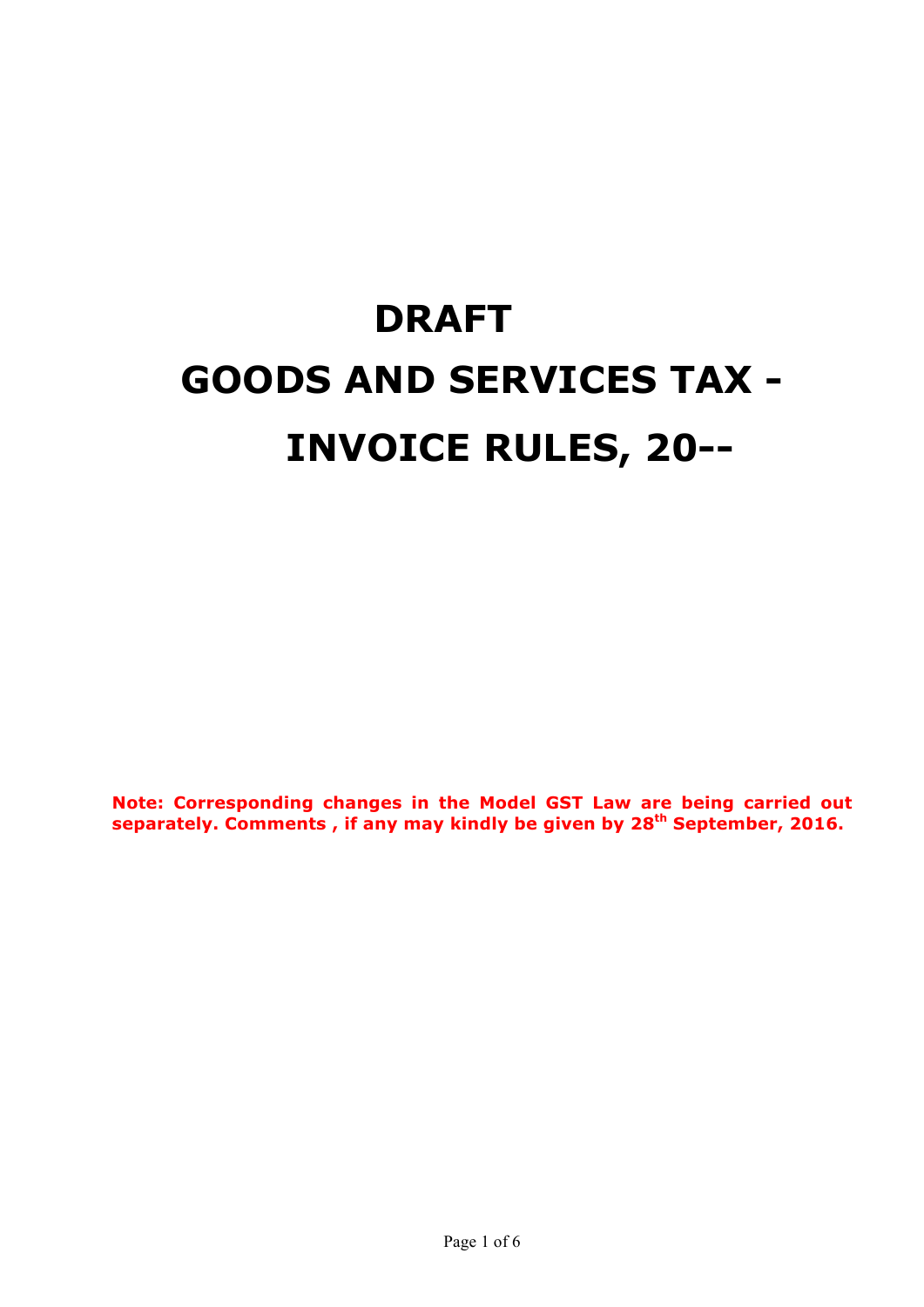# DRAFT

# GOODS AND SERVICES TAX - INVOICE RULES, 20--

**Note: Corresponding changes in the Model GST Law are being carried out separately. Comments , if any may kindly be given by 28th September, 2016.**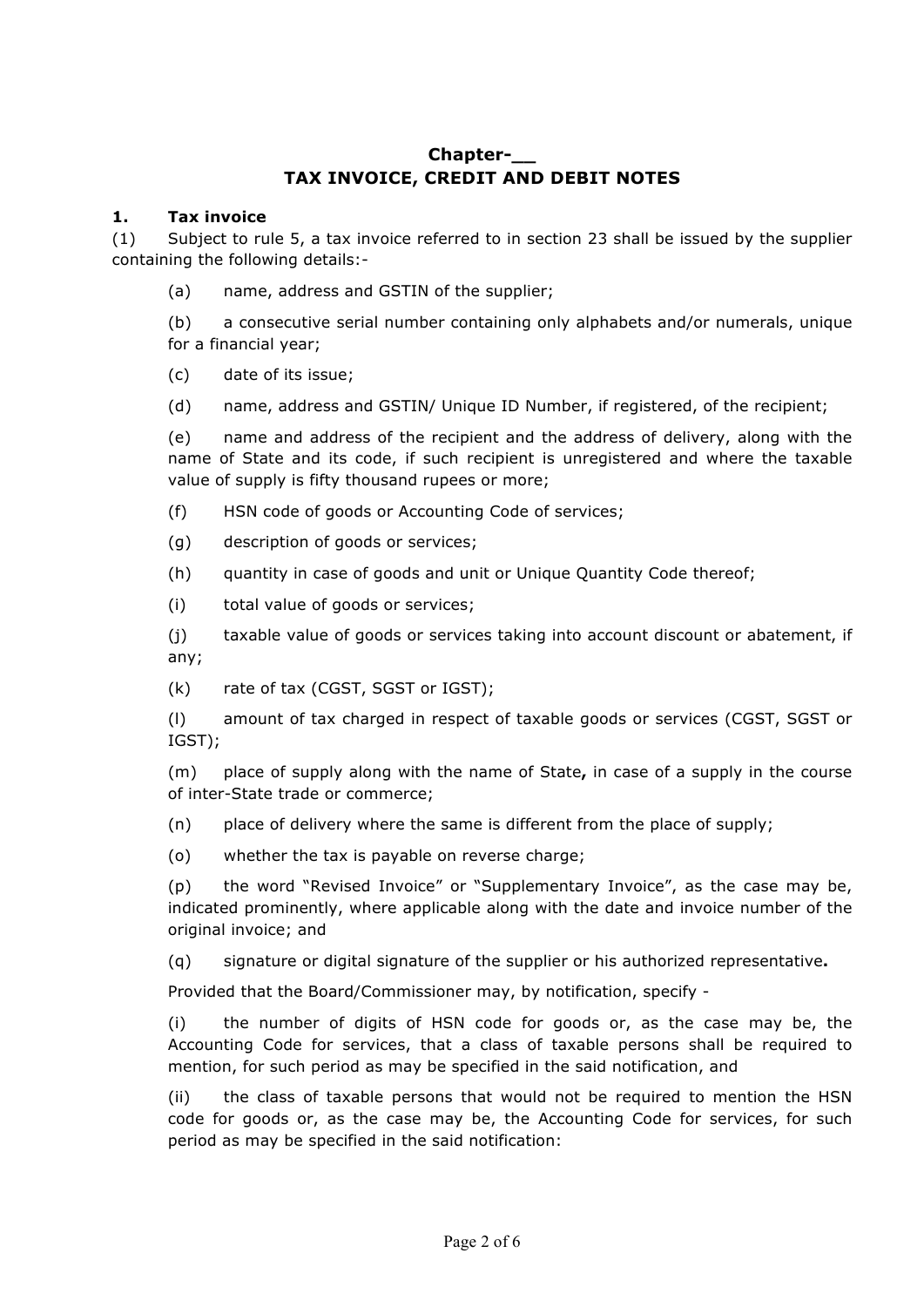## Chapter-__
## TAX INVOICE, CREDIT AND DEBIT NOTES

### 1. Tax invoice

(1) Subject to rule 5, a tax invoice referred to in section 23 shall be issued by the supplier containing the following details:-

(a) name, address and GSTIN of the supplier;

(b) a consecutive serial number containing only alphabets and/or numerals, unique for a financial year;

(c) date of its issue;

(d) name, address and GSTIN/ Unique ID Number, if registered, of the recipient;

(e) name and address of the recipient and the address of delivery, along with the name of State and its code, if such recipient is unregistered and where the taxable value of supply is fifty thousand rupees or more;

(f) HSN code of goods or Accounting Code of services;

(g) description of goods or services;

(h) quantity in case of goods and unit or Unique Quantity Code thereof;

(i) total value of goods or services;

(j) taxable value of goods or services taking into account discount or abatement, if any;

(k) rate of tax (CGST, SGST or IGST);

(l) amount of tax charged in respect of taxable goods or services (CGST, SGST or IGST);

(m) place of supply along with the name of State**,** in case of a supply in the course of inter-State trade or commerce;

(n) place of delivery where the same is different from the place of supply;

(o) whether the tax is payable on reverse charge;

(p) the word "Revised Invoice" or "Supplementary Invoice", as the case may be, indicated prominently, where applicable along with the date and invoice number of the original invoice; and

(q) signature or digital signature of the supplier or his authorized representative**.**

Provided that the Board/Commissioner may, by notification, specify -

(i) the number of digits of HSN code for goods or, as the case may be, the Accounting Code for services, that a class of taxable persons shall be required to mention, for such period as may be specified in the said notification, and

(ii) the class of taxable persons that would not be required to mention the HSN code for goods or, as the case may be, the Accounting Code for services, for such period as may be specified in the said notification: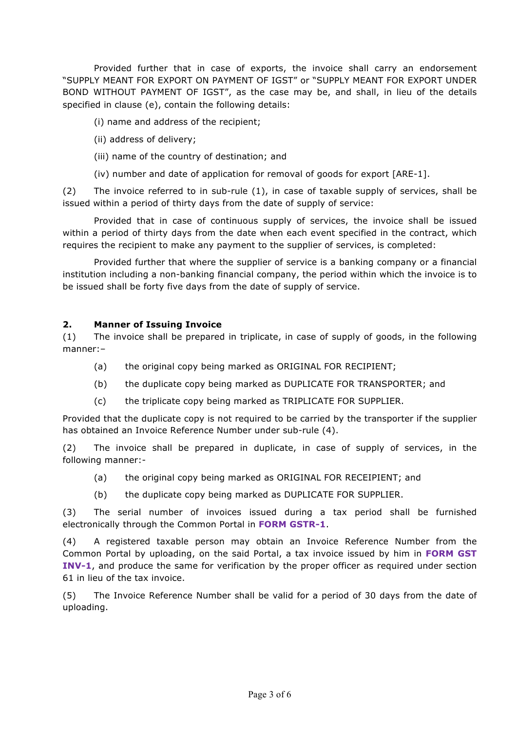Provided further that in case of exports, the invoice shall carry an endorsement "SUPPLY MEANT FOR EXPORT ON PAYMENT OF IGST" or "SUPPLY MEANT FOR EXPORT UNDER BOND WITHOUT PAYMENT OF IGST", as the case may be, and shall, in lieu of the details specified in clause (e), contain the following details:

(i) name and address of the recipient;

(ii) address of delivery;

(iii) name of the country of destination; and

(iv) number and date of application for removal of goods for export [ARE-1].

(2) The invoice referred to in sub-rule (1), in case of taxable supply of services, shall be issued within a period of thirty days from the date of supply of service:

Provided that in case of continuous supply of services, the invoice shall be issued within a period of thirty days from the date when each event specified in the contract, which requires the recipient to make any payment to the supplier of services, is completed:

Provided further that where the supplier of service is a banking company or a financial institution including a non-banking financial company, the period within which the invoice is to be issued shall be forty five days from the date of supply of service.

## 2. Manner of Issuing Invoice

(1) The invoice shall be prepared in triplicate, in case of supply of goods, in the following manner:–

(a) the original copy being marked as ORIGINAL FOR RECIPIENT;

(b) the duplicate copy being marked as DUPLICATE FOR TRANSPORTER; and

(c) the triplicate copy being marked as TRIPLICATE FOR SUPPLIER.

Provided that the duplicate copy is not required to be carried by the transporter if the supplier has obtained an Invoice Reference Number under sub-rule (4).

(2) The invoice shall be prepared in duplicate, in case of supply of services, in the following manner:-

(a) the original copy being marked as ORIGINAL FOR RECEIPIENT; and

(b) the duplicate copy being marked as DUPLICATE FOR SUPPLIER.

(3) The serial number of invoices issued during a tax period shall be furnished electronically through the Common Portal in **FORM GSTR-1**.

(4) A registered taxable person may obtain an Invoice Reference Number from the Common Portal by uploading, on the said Portal, a tax invoice issued by him in **FORM GST INV-1**, and produce the same for verification by the proper officer as required under section 61 in lieu of the tax invoice.

(5) The Invoice Reference Number shall be valid for a period of 30 days from the date of uploading.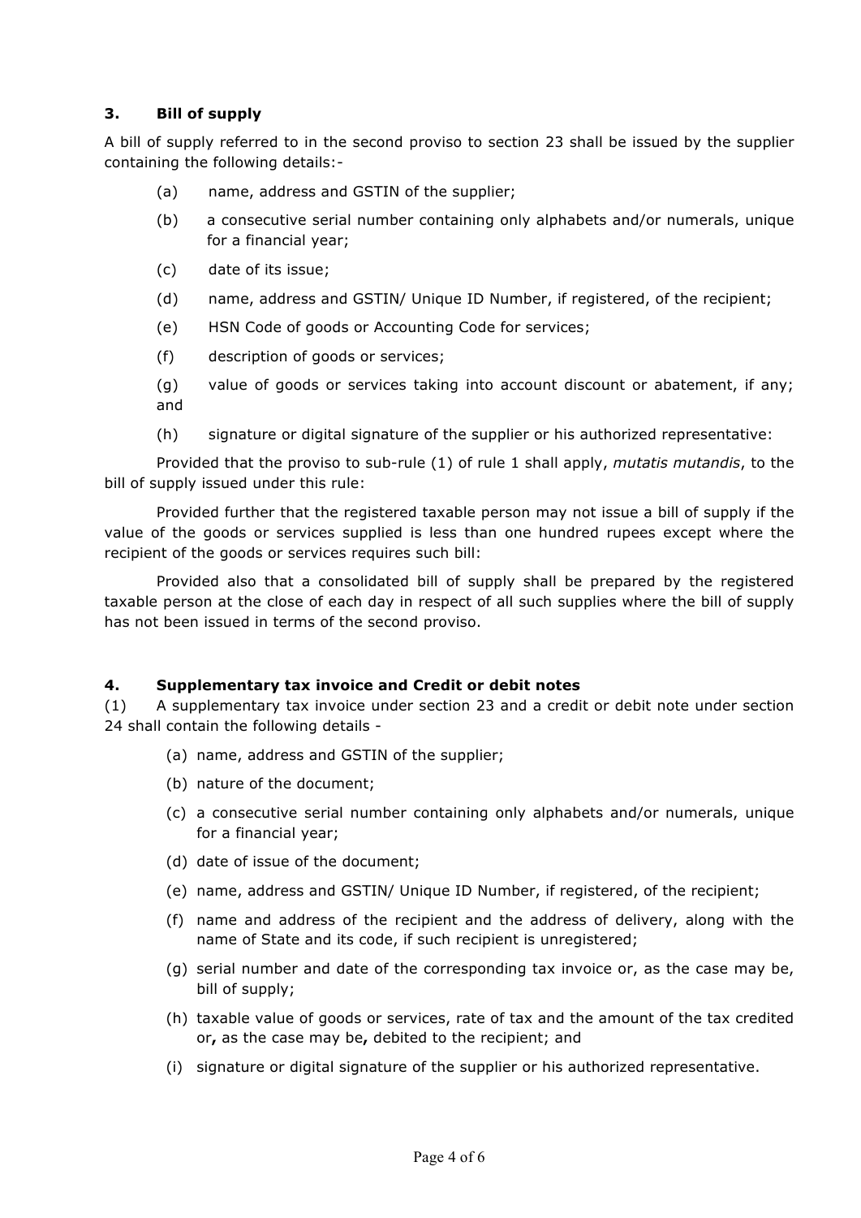### 3. Bill of supply

A bill of supply referred to in the second proviso to section 23 shall be issued by the supplier containing the following details:-

(a) name, address and GSTIN of the supplier;

(b) a consecutive serial number containing only alphabets and/or numerals, unique for a financial year;

(c) date of its issue;

(d) name, address and GSTIN/ Unique ID Number, if registered, of the recipient;

(e) HSN Code of goods or Accounting Code for services;

(f) description of goods or services;

(g) value of goods or services taking into account discount or abatement, if any; and

(h) signature or digital signature of the supplier or his authorized representative:

Provided that the proviso to sub-rule (1) of rule 1 shall apply, *mutatis mutandis*, to the bill of supply issued under this rule:

Provided further that the registered taxable person may not issue a bill of supply if the value of the goods or services supplied is less than one hundred rupees except where the recipient of the goods or services requires such bill:

Provided also that a consolidated bill of supply shall be prepared by the registered taxable person at the close of each day in respect of all such supplies where the bill of supply has not been issued in terms of the second proviso.

### 4. Supplementary tax invoice and Credit or debit notes

(1) A supplementary tax invoice under section 23 and a credit or debit note under section 24 shall contain the following details -

(a) name, address and GSTIN of the supplier;

(b) nature of the document;

(c) a consecutive serial number containing only alphabets and/or numerals, unique for a financial year;

(d) date of issue of the document;

(e) name, address and GSTIN/ Unique ID Number, if registered, of the recipient;

(f) name and address of the recipient and the address of delivery, along with the name of State and its code, if such recipient is unregistered;

(g) serial number and date of the corresponding tax invoice or, as the case may be, bill of supply;

(h) taxable value of goods or services, rate of tax and the amount of the tax credited or**,** as the case may be**,** debited to the recipient; and

(i) signature or digital signature of the supplier or his authorized representative.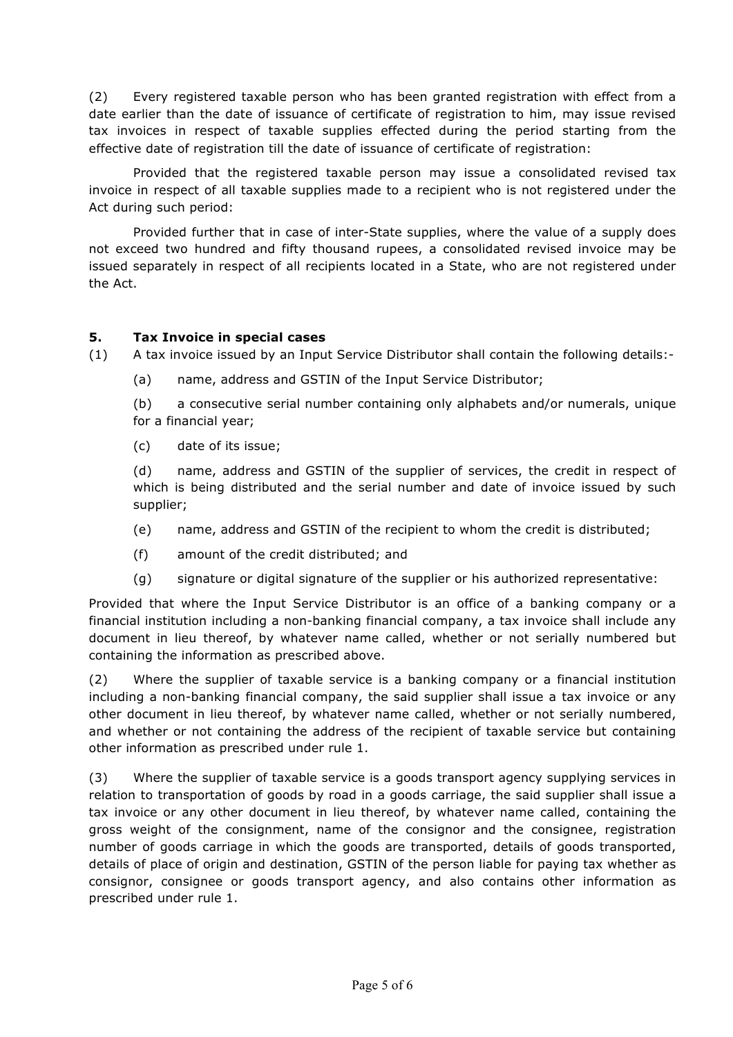(2) Every registered taxable person who has been granted registration with effect from a date earlier than the date of issuance of certificate of registration to him, may issue revised tax invoices in respect of taxable supplies effected during the period starting from the effective date of registration till the date of issuance of certificate of registration:

Provided that the registered taxable person may issue a consolidated revised tax invoice in respect of all taxable supplies made to a recipient who is not registered under the Act during such period:

Provided further that in case of inter-State supplies, where the value of a supply does not exceed two hundred and fifty thousand rupees, a consolidated revised invoice may be issued separately in respect of all recipients located in a State, who are not registered under the Act.

### 5. Tax Invoice in special cases

(1) A tax invoice issued by an Input Service Distributor shall contain the following details:-

(a) name, address and GSTIN of the Input Service Distributor;

(b) a consecutive serial number containing only alphabets and/or numerals, unique for a financial year;

(c) date of its issue;

(d) name, address and GSTIN of the supplier of services, the credit in respect of which is being distributed and the serial number and date of invoice issued by such supplier;

(e) name, address and GSTIN of the recipient to whom the credit is distributed;

(f) amount of the credit distributed; and

(g) signature or digital signature of the supplier or his authorized representative:

Provided that where the Input Service Distributor is an office of a banking company or a financial institution including a non-banking financial company, a tax invoice shall include any document in lieu thereof, by whatever name called, whether or not serially numbered but containing the information as prescribed above.

(2) Where the supplier of taxable service is a banking company or a financial institution including a non-banking financial company, the said supplier shall issue a tax invoice or any other document in lieu thereof, by whatever name called, whether or not serially numbered, and whether or not containing the address of the recipient of taxable service but containing other information as prescribed under rule 1.

(3) Where the supplier of taxable service is a goods transport agency supplying services in relation to transportation of goods by road in a goods carriage, the said supplier shall issue a tax invoice or any other document in lieu thereof, by whatever name called, containing the gross weight of the consignment, name of the consignor and the consignee, registration number of goods carriage in which the goods are transported, details of goods transported, details of place of origin and destination, GSTIN of the person liable for paying tax whether as consignor, consignee or goods transport agency, and also contains other information as prescribed under rule 1.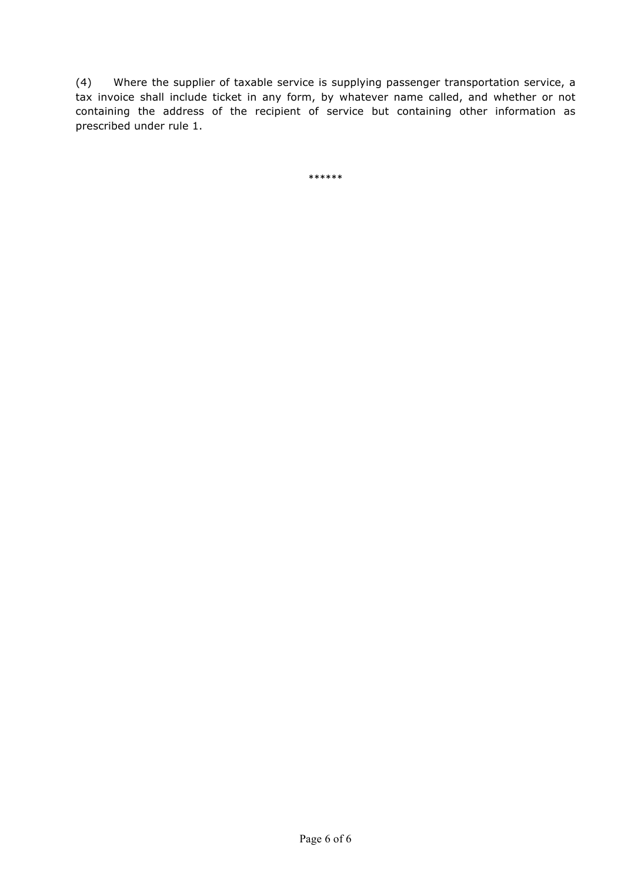(4) Where the supplier of taxable service is supplying passenger transportation service, a tax invoice shall include ticket in any form, by whatever name called, and whether or not containing the address of the recipient of service but containing other information as prescribed under rule 1.

******